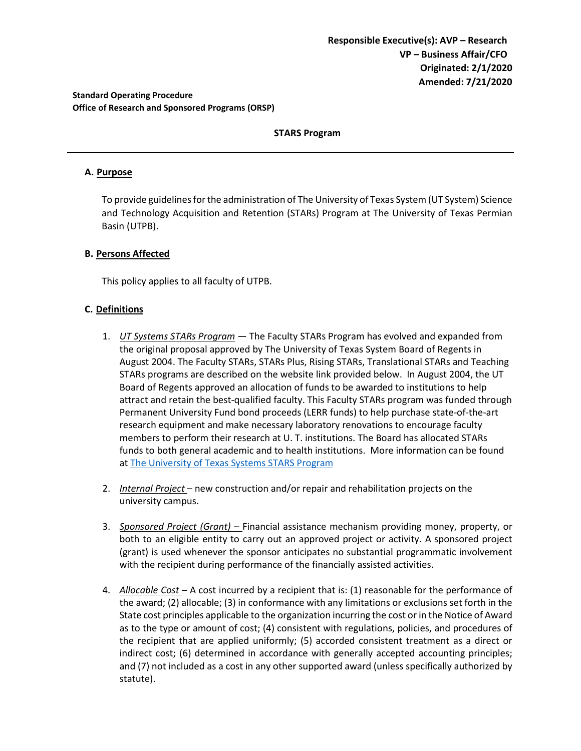**Responsible Executive(s): AVP – Research**
**VP – Business Affair/CFO**
**Originated: 2/1/2020**
**Amended: 7/21/2020**

**Standard Operating Procedure**
**Office of Research and Sponsored Programs (ORSP)**

**STARS Program**

---

## A. Purpose

To provide guidelines for the administration of The University of Texas System (UT System) Science and Technology Acquisition and Retention (STARs) Program at The University of Texas Permian Basin (UTPB).

## B. Persons Affected

This policy applies to all faculty of UTPB.

## C. Definitions

1. *UT Systems STARs Program* — The Faculty STARs Program has evolved and expanded from the original proposal approved by The University of Texas System Board of Regents in August 2004. The Faculty STARs, STARs Plus, Rising STARs, Translational STARs and Teaching STARs programs are described on the website link provided below. In August 2004, the UT Board of Regents approved an allocation of funds to be awarded to institutions to help attract and retain the best-qualified faculty. This Faculty STARs program was funded through Permanent University Fund bond proceeds (LERR funds) to help purchase state-of-the-art research equipment and make necessary laboratory renovations to encourage faculty members to perform their research at U. T. institutions. The Board has allocated STARs funds to both general academic and to health institutions. More information can be found at The University of Texas Systems STARS Program

2. *Internal Project* – new construction and/or repair and rehabilitation projects on the university campus.

3. *Sponsored Project (Grant)* – Financial assistance mechanism providing money, property, or both to an eligible entity to carry out an approved project or activity. A sponsored project (grant) is used whenever the sponsor anticipates no substantial programmatic involvement with the recipient during performance of the financially assisted activities.

4. *Allocable Cost* – A cost incurred by a recipient that is: (1) reasonable for the performance of the award; (2) allocable; (3) in conformance with any limitations or exclusions set forth in the State cost principles applicable to the organization incurring the cost or in the Notice of Award as to the type or amount of cost; (4) consistent with regulations, policies, and procedures of the recipient that are applied uniformly; (5) accorded consistent treatment as a direct or indirect cost; (6) determined in accordance with generally accepted accounting principles; and (7) not included as a cost in any other supported award (unless specifically authorized by statute).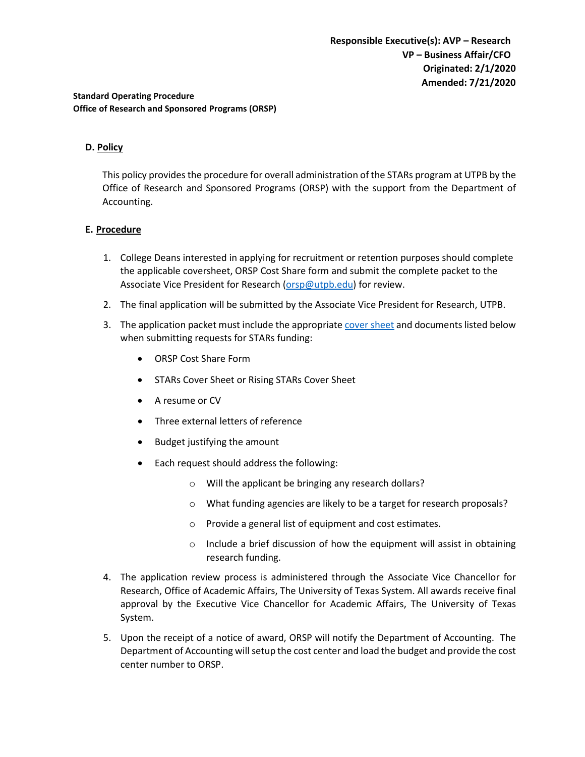**Responsible Executive(s): AVP – Research**
**VP – Business Affair/CFO**
**Originated: 2/1/2020**
**Amended: 7/21/2020**

**Standard Operating Procedure**
**Office of Research and Sponsored Programs (ORSP)**

## D. Policy

This policy provides the procedure for overall administration of the STARs program at UTPB by the Office of Research and Sponsored Programs (ORSP) with the support from the Department of Accounting.

## E. Procedure

1. College Deans interested in applying for recruitment or retention purposes should complete the applicable coversheet, ORSP Cost Share form and submit the complete packet to the Associate Vice President for Research (orsp@utpb.edu) for review.
2. The final application will be submitted by the Associate Vice President for Research, UTPB.
3. The application packet must include the appropriate cover sheet and documents listed below when submitting requests for STARs funding:
   - ORSP Cost Share Form
   - STARs Cover Sheet or Rising STARs Cover Sheet
   - A resume or CV
   - Three external letters of reference
   - Budget justifying the amount
   - Each request should address the following:
     - Will the applicant be bringing any research dollars?
     - What funding agencies are likely to be a target for research proposals?
     - Provide a general list of equipment and cost estimates.
     - Include a brief discussion of how the equipment will assist in obtaining research funding.
4. The application review process is administered through the Associate Vice Chancellor for Research, Office of Academic Affairs, The University of Texas System. All awards receive final approval by the Executive Vice Chancellor for Academic Affairs, The University of Texas System.
5. Upon the receipt of a notice of award, ORSP will notify the Department of Accounting. The Department of Accounting will setup the cost center and load the budget and provide the cost center number to ORSP.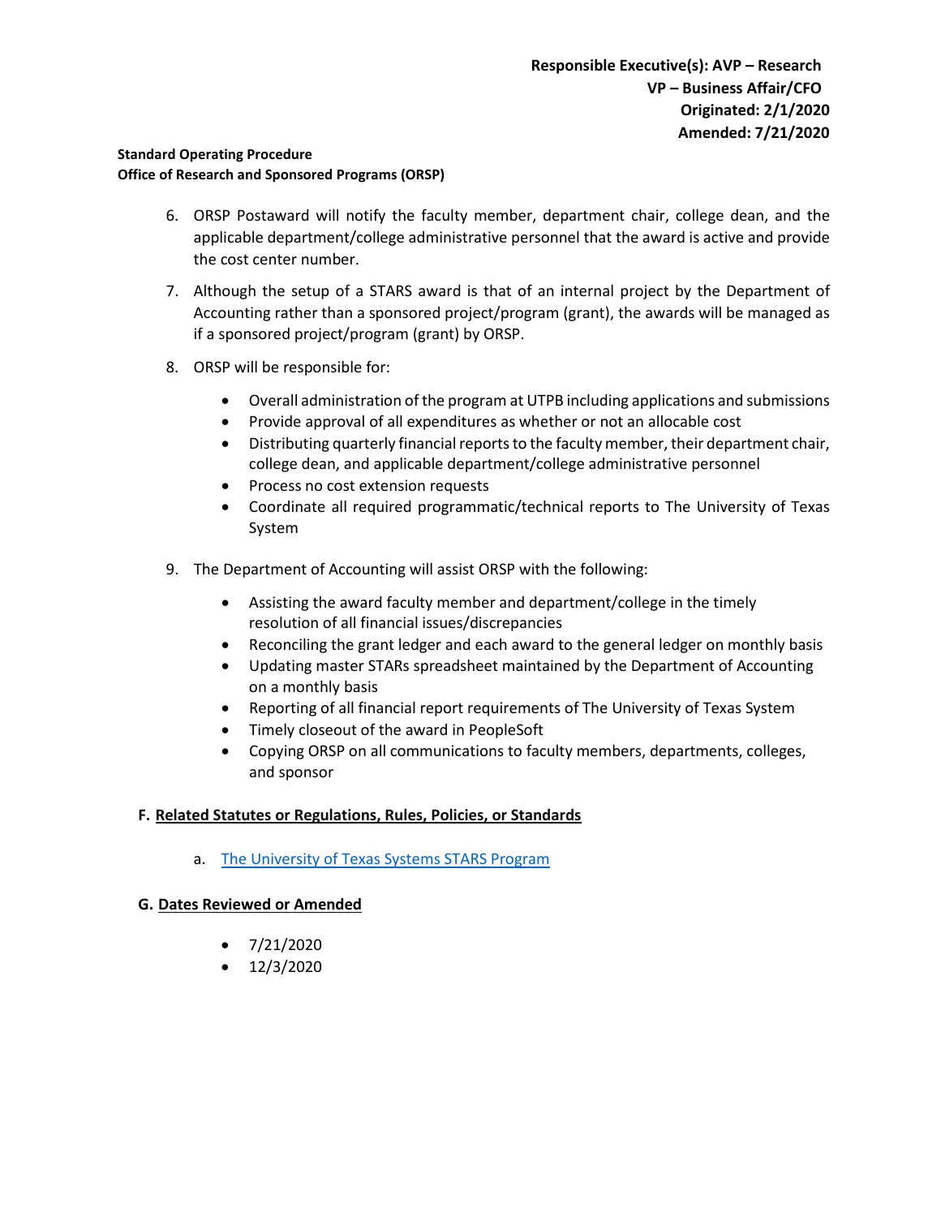**Responsible Executive(s): AVP – Research**
**VP – Business Affair/CFO**
**Originated: 2/1/2020**
**Amended: 7/21/2020**

**Standard Operating Procedure**
**Office of Research and Sponsored Programs (ORSP)**

6. ORSP Postaward will notify the faculty member, department chair, college dean, and the applicable department/college administrative personnel that the award is active and provide the cost center number.
7. Although the setup of a STARS award is that of an internal project by the Department of Accounting rather than a sponsored project/program (grant), the awards will be managed as if a sponsored project/program (grant) by ORSP.
8. ORSP will be responsible for:
   - Overall administration of the program at UTPB including applications and submissions
   - Provide approval of all expenditures as whether or not an allocable cost
   - Distributing quarterly financial reports to the faculty member, their department chair, college dean, and applicable department/college administrative personnel
   - Process no cost extension requests
   - Coordinate all required programmatic/technical reports to The University of Texas System
9. The Department of Accounting will assist ORSP with the following:
   - Assisting the award faculty member and department/college in the timely resolution of all financial issues/discrepancies
   - Reconciling the grant ledger and each award to the general ledger on monthly basis
   - Updating master STARs spreadsheet maintained by the Department of Accounting on a monthly basis
   - Reporting of all financial report requirements of The University of Texas System
   - Timely closeout of the award in PeopleSoft
   - Copying ORSP on all communications to faculty members, departments, colleges, and sponsor

## F. Related Statutes or Regulations, Rules, Policies, or Standards

a. The University of Texas Systems STARS Program

## G. Dates Reviewed or Amended

- 7/21/2020
- 12/3/2020